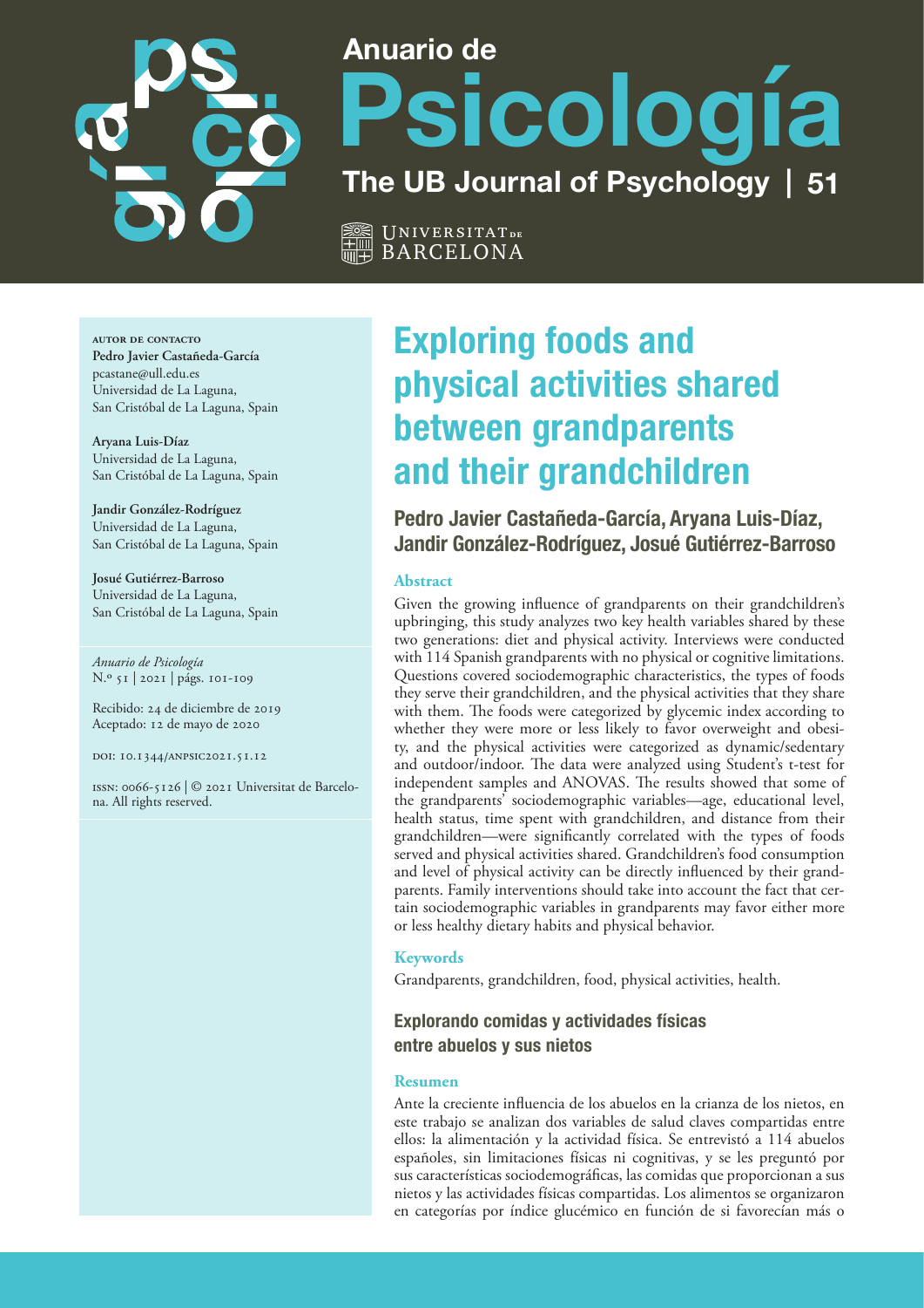# Anuario de Psicología

## The UB Journal of Psychology | 51

Universitat de Barcelona

**AUTOR DE CONTACTO**
**Pedro Javier Castañeda-García**
pcastane@ull.edu.es
Universidad de La Laguna,
San Cristóbal de La Laguna, Spain

**Aryana Luis-Díaz**
Universidad de La Laguna,
San Cristóbal de La Laguna, Spain

**Jandir González-Rodríguez**
Universidad de La Laguna,
San Cristóbal de La Laguna, Spain

**Josué Gutiérrez-Barroso**
Universidad de La Laguna,
San Cristóbal de La Laguna, Spain

*Anuario de Psicología*
N.º 51 | 2021 | págs. 101-109

Recibido: 24 de diciembre de 2019
Aceptado: 12 de mayo de 2020

DOI: 10.1344/ANPSIC2021.51.12

ISSN: 0066-5126 | © 2021 Universitat de Barcelona. All rights reserved.

# Exploring foods and physical activities shared between grandparents and their grandchildren

**Pedro Javier Castañeda-García, Aryana Luis-Díaz, Jandir González-Rodríguez, Josué Gutiérrez-Barroso**

### Abstract

Given the growing influence of grandparents on their grandchildren's upbringing, this study analyzes two key health variables shared by these two generations: diet and physical activity. Interviews were conducted with 114 Spanish grandparents with no physical or cognitive limitations. Questions covered sociodemographic characteristics, the types of foods they serve their grandchildren, and the physical activities that they share with them. The foods were categorized by glycemic index according to whether they were more or less likely to favor overweight and obesity, and the physical activities were categorized as dynamic/sedentary and outdoor/indoor. The data were analyzed using Student's t-test for independent samples and ANOVAS. The results showed that some of the grandparents' sociodemographic variables—age, educational level, health status, time spent with grandchildren, and distance from their grandchildren—were significantly correlated with the types of foods served and physical activities shared. Grandchildren's food consumption and level of physical activity can be directly influenced by their grandparents. Family interventions should take into account the fact that certain sociodemographic variables in grandparents may favor either more or less healthy dietary habits and physical behavior.

### Keywords

Grandparents, grandchildren, food, physical activities, health.

## Explorando comidas y actividades físicas entre abuelos y sus nietos

### Resumen

Ante la creciente influencia de los abuelos en la crianza de los nietos, en este trabajo se analizan dos variables de salud claves compartidas entre ellos: la alimentación y la actividad física. Se entrevistó a 114 abuelos españoles, sin limitaciones físicas ni cognitivas, y se les preguntó por sus características sociodemográficas, las comidas que proporcionan a sus nietos y las actividades físicas compartidas. Los alimentos se organizaron en categorías por índice glucémico en función de si favorecían más o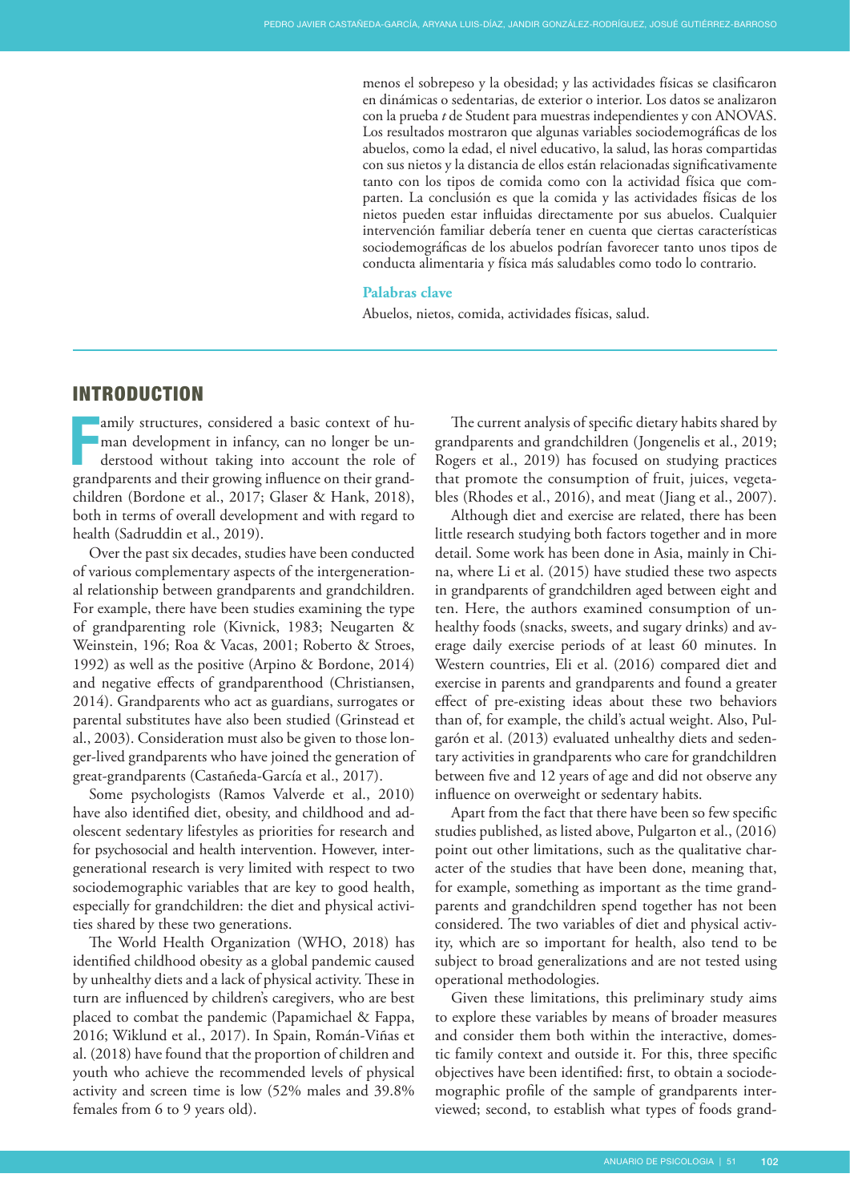menos el sobrepeso y la obesidad; y las actividades físicas se clasificaron en dinámicas o sedentarias, de exterior o interior. Los datos se analizaron con la prueba *t* de Student para muestras independientes y con ANOVAS. Los resultados mostraron que algunas variables sociodemográficas de los abuelos, como la edad, el nivel educativo, la salud, las horas compartidas con sus nietos y la distancia de ellos están relacionadas significativamente tanto con los tipos de comida como con la actividad física que comparten. La conclusión es que la comida y las actividades físicas de los nietos pueden estar influidas directamente por sus abuelos. Cualquier intervención familiar debería tener en cuenta que ciertas características sociodemográficas de los abuelos podrían favorecer tanto unos tipos de conducta alimentaria y física más saludables como todo lo contrario.

**Palabras clave**

Abuelos, nietos, comida, actividades físicas, salud.

## INTRODUCTION

Family structures, considered a basic context of human development in infancy, can no longer be understood without taking into account the role of grandparents and their growing influence on their grandchildren (Bordone et al., 2017; Glaser & Hank, 2018), both in terms of overall development and with regard to health (Sadruddin et al., 2019).

Over the past six decades, studies have been conducted of various complementary aspects of the intergenerational relationship between grandparents and grandchildren. For example, there have been studies examining the type of grandparenting role (Kivnick, 1983; Neugarten & Weinstein, 196; Roa & Vacas, 2001; Roberto & Stroes, 1992) as well as the positive (Arpino & Bordone, 2014) and negative effects of grandparenthood (Christiansen, 2014). Grandparents who act as guardians, surrogates or parental substitutes have also been studied (Grinstead et al., 2003). Consideration must also be given to those longer-lived grandparents who have joined the generation of great-grandparents (Castañeda-García et al., 2017).

Some psychologists (Ramos Valverde et al., 2010) have also identified diet, obesity, and childhood and adolescent sedentary lifestyles as priorities for research and for psychosocial and health intervention. However, intergenerational research is very limited with respect to two sociodemographic variables that are key to good health, especially for grandchildren: the diet and physical activities shared by these two generations.

The World Health Organization (WHO, 2018) has identified childhood obesity as a global pandemic caused by unhealthy diets and a lack of physical activity. These in turn are influenced by children's caregivers, who are best placed to combat the pandemic (Papamichael & Fappa, 2016; Wiklund et al., 2017). In Spain, Román-Viñas et al. (2018) have found that the proportion of children and youth who achieve the recommended levels of physical activity and screen time is low (52% males and 39.8% females from 6 to 9 years old).

The current analysis of specific dietary habits shared by grandparents and grandchildren (Jongenelis et al., 2019; Rogers et al., 2019) has focused on studying practices that promote the consumption of fruit, juices, vegetables (Rhodes et al., 2016), and meat (Jiang et al., 2007).

Although diet and exercise are related, there has been little research studying both factors together and in more detail. Some work has been done in Asia, mainly in China, where Li et al. (2015) have studied these two aspects in grandparents of grandchildren aged between eight and ten. Here, the authors examined consumption of unhealthy foods (snacks, sweets, and sugary drinks) and average daily exercise periods of at least 60 minutes. In Western countries, Eli et al. (2016) compared diet and exercise in parents and grandparents and found a greater effect of pre-existing ideas about these two behaviors than of, for example, the child's actual weight. Also, Pulgarón et al. (2013) evaluated unhealthy diets and sedentary activities in grandparents who care for grandchildren between five and 12 years of age and did not observe any influence on overweight or sedentary habits.

Apart from the fact that there have been so few specific studies published, as listed above, Pulgarton et al., (2016) point out other limitations, such as the qualitative character of the studies that have been done, meaning that, for example, something as important as the time grandparents and grandchildren spend together has not been considered. The two variables of diet and physical activity, which are so important for health, also tend to be subject to broad generalizations and are not tested using operational methodologies.

Given these limitations, this preliminary study aims to explore these variables by means of broader measures and consider them both within the interactive, domestic family context and outside it. For this, three specific objectives have been identified: first, to obtain a sociodemographic profile of the sample of grandparents interviewed; second, to establish what types of foods grand-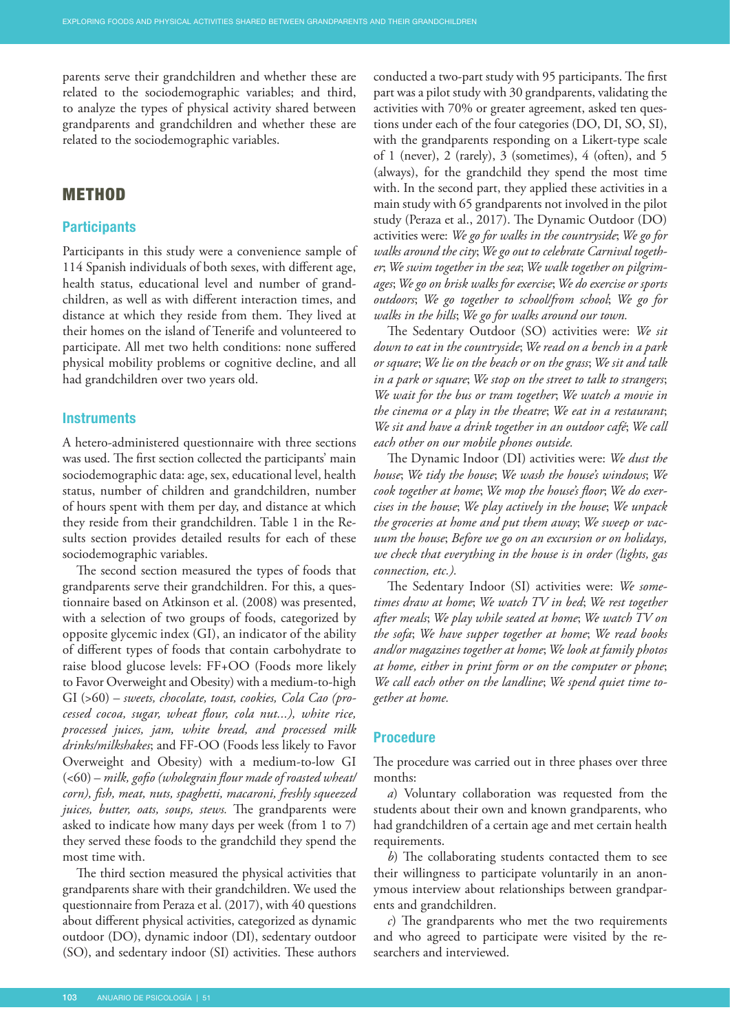parents serve their grandchildren and whether these are related to the sociodemographic variables; and third, to analyze the types of physical activity shared between grandparents and grandchildren and whether these are related to the sociodemographic variables.

## METHOD

### Participants

Participants in this study were a convenience sample of 114 Spanish individuals of both sexes, with different age, health status, educational level and number of grandchildren, as well as with different interaction times, and distance at which they reside from them. They lived at their homes on the island of Tenerife and volunteered to participate. All met two helth conditions: none suffered physical mobility problems or cognitive decline, and all had grandchildren over two years old.

### Instruments

A hetero-administered questionnaire with three sections was used. The first section collected the participants' main sociodemographic data: age, sex, educational level, health status, number of children and grandchildren, number of hours spent with them per day, and distance at which they reside from their grandchildren. Table 1 in the Results section provides detailed results for each of these sociodemographic variables.

The second section measured the types of foods that grandparents serve their grandchildren. For this, a questionnaire based on Atkinson et al. (2008) was presented, with a selection of two groups of foods, categorized by opposite glycemic index (GI), an indicator of the ability of different types of foods that contain carbohydrate to raise blood glucose levels: FF+OO (Foods more likely to Favor Overweight and Obesity) with a medium-to-high GI (>60) – *sweets, chocolate, toast, cookies, Cola Cao (processed cocoa, sugar, wheat flour, cola nut...), white rice, processed juices, jam, white bread, and processed milk drinks/milkshakes*; and FF-OO (Foods less likely to Favor Overweight and Obesity) with a medium-to-low GI (<60) – *milk, gofio (wholegrain flour made of roasted wheat/corn), fish, meat, nuts, spaghetti, macaroni, freshly squeezed juices, butter, oats, soups, stews.* The grandparents were asked to indicate how many days per week (from 1 to 7) they served these foods to the grandchild they spend the most time with.

The third section measured the physical activities that grandparents share with their grandchildren. We used the questionnaire from Peraza et al. (2017), with 40 questions about different physical activities, categorized as dynamic outdoor (DO), dynamic indoor (DI), sedentary outdoor (SO), and sedentary indoor (SI) activities. These authors conducted a two-part study with 95 participants. The first part was a pilot study with 30 grandparents, validating the activities with 70% or greater agreement, asked ten questions under each of the four categories (DO, DI, SO, SI), with the grandparents responding on a Likert-type scale of 1 (never), 2 (rarely), 3 (sometimes), 4 (often), and 5 (always), for the grandchild they spend the most time with. In the second part, they applied these activities in a main study with 65 grandparents not involved in the pilot study (Peraza et al., 2017). The Dynamic Outdoor (DO) activities were: *We go for walks in the countryside*; *We go for walks around the city*; *We go out to celebrate Carnival together*; *We swim together in the sea*; *We walk together on pilgrimages*; *We go on brisk walks for exercise*; *We do exercise or sports outdoors*; *We go together to school/from school*; *We go for walks in the hills*; *We go for walks around our town.*

The Sedentary Outdoor (SO) activities were: *We sit down to eat in the countryside*; *We read on a bench in a park or square*; *We lie on the beach or on the grass*; *We sit and talk in a park or square*; *We stop on the street to talk to strangers*; *We wait for the bus or tram together*; *We watch a movie in the cinema or a play in the theatre*; *We eat in a restaurant*; *We sit and have a drink together in an outdoor café*; *We call each other on our mobile phones outside.*

The Dynamic Indoor (DI) activities were: *We dust the house*; *We tidy the house*; *We wash the house's windows*; *We cook together at home*; *We mop the house's floor*; *We do exercises in the house*; *We play actively in the house*; *We unpack the groceries at home and put them away*; *We sweep or vacuum the house*; *Before we go on an excursion or on holidays, we check that everything in the house is in order (lights, gas connection, etc.).*

The Sedentary Indoor (SI) activities were: *We sometimes draw at home*; *We watch TV in bed*; *We rest together after meals*; *We play while seated at home*; *We watch TV on the sofa*; *We have supper together at home*; *We read books and/or magazines together at home*; *We look at family photos at home, either in print form or on the computer or phone*; *We call each other on the landline*; *We spend quiet time together at home.*

### Procedure

The procedure was carried out in three phases over three months:

*a*) Voluntary collaboration was requested from the students about their own and known grandparents, who had grandchildren of a certain age and met certain health requirements.

*b*) The collaborating students contacted them to see their willingness to participate voluntarily in an anonymous interview about relationships between grandparents and grandchildren.

*c*) The grandparents who met the two requirements and who agreed to participate were visited by the researchers and interviewed.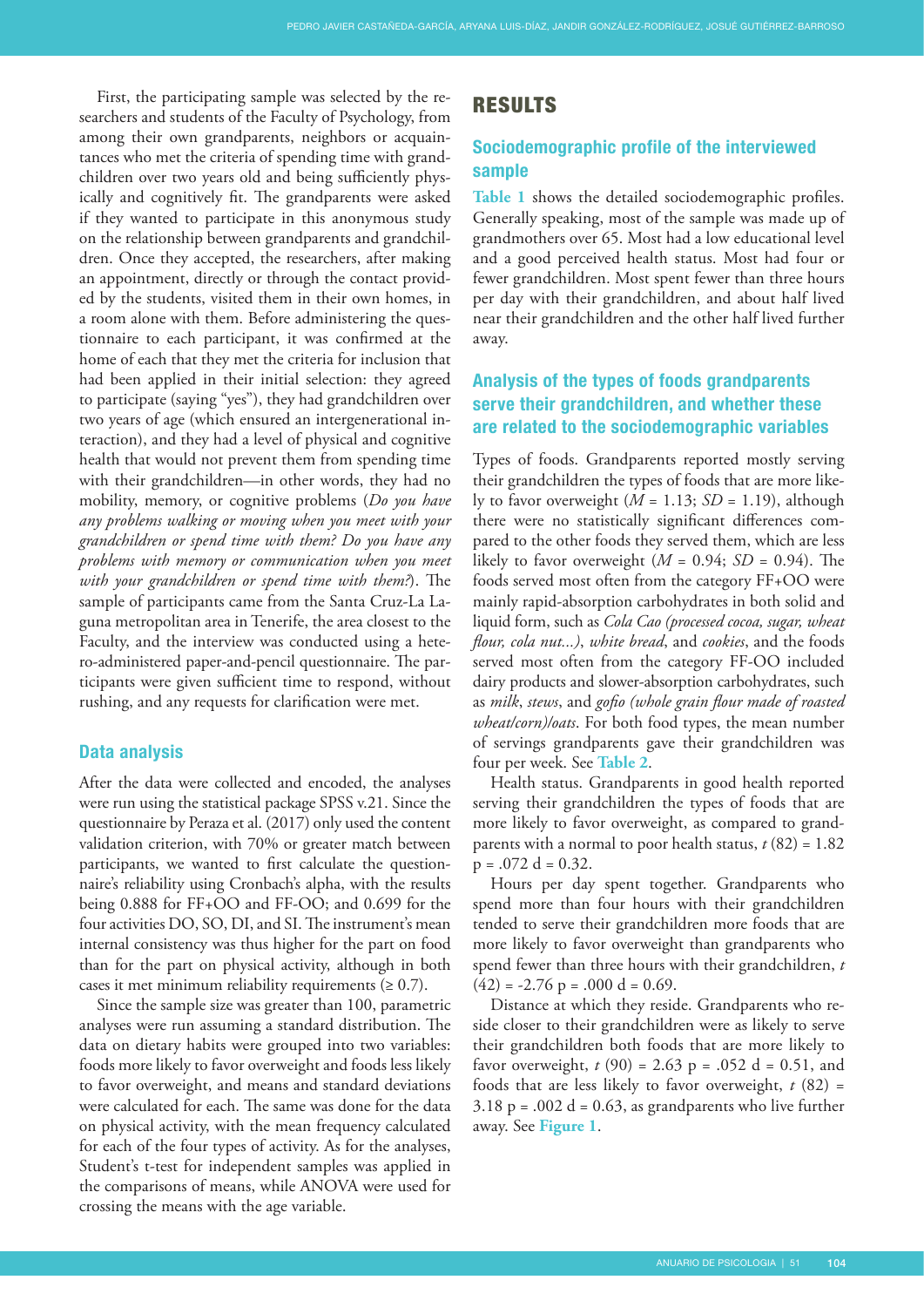First, the participating sample was selected by the researchers and students of the Faculty of Psychology, from among their own grandparents, neighbors or acquaintances who met the criteria of spending time with grandchildren over two years old and being sufficiently physically and cognitively fit. The grandparents were asked if they wanted to participate in this anonymous study on the relationship between grandparents and grandchildren. Once they accepted, the researchers, after making an appointment, directly or through the contact provided by the students, visited them in their own homes, in a room alone with them. Before administering the questionnaire to each participant, it was confirmed at the home of each that they met the criteria for inclusion that had been applied in their initial selection: they agreed to participate (saying "yes"), they had grandchildren over two years of age (which ensured an intergenerational interaction), and they had a level of physical and cognitive health that would not prevent them from spending time with their grandchildren—in other words, they had no mobility, memory, or cognitive problems (*Do you have any problems walking or moving when you meet with your grandchildren or spend time with them? Do you have any problems with memory or communication when you meet with your grandchildren or spend time with them?*). The sample of participants came from the Santa Cruz-La Laguna metropolitan area in Tenerife, the area closest to the Faculty, and the interview was conducted using a hetero-administered paper-and-pencil questionnaire. The participants were given sufficient time to respond, without rushing, and any requests for clarification were met.

### Data analysis

After the data were collected and encoded, the analyses were run using the statistical package SPSS v.21. Since the questionnaire by Peraza et al. (2017) only used the content validation criterion, with 70% or greater match between participants, we wanted to first calculate the questionnaire's reliability using Cronbach's alpha, with the results being 0.888 for FF+OO and FF-OO; and 0.699 for the four activities DO, SO, DI, and SI. The instrument's mean internal consistency was thus higher for the part on food than for the part on physical activity, although in both cases it met minimum reliability requirements (≥ 0.7).

Since the sample size was greater than 100, parametric analyses were run assuming a standard distribution. The data on dietary habits were grouped into two variables: foods more likely to favor overweight and foods less likely to favor overweight, and means and standard deviations were calculated for each. The same was done for the data on physical activity, with the mean frequency calculated for each of the four types of activity. As for the analyses, Student's t-test for independent samples was applied in the comparisons of means, while ANOVA were used for crossing the means with the age variable.

## RESULTS

### Sociodemographic profile of the interviewed sample

**Table 1** shows the detailed sociodemographic profiles. Generally speaking, most of the sample was made up of grandmothers over 65. Most had a low educational level and a good perceived health status. Most had four or fewer grandchildren. Most spent fewer than three hours per day with their grandchildren, and about half lived near their grandchildren and the other half lived further away.

### Analysis of the types of foods grandparents serve their grandchildren, and whether these are related to the sociodemographic variables

Types of foods. Grandparents reported mostly serving their grandchildren the types of foods that are more likely to favor overweight ($M$ = 1.13; $SD$ = 1.19), although there were no statistically significant differences compared to the other foods they served them, which are less likely to favor overweight ($M$ = 0.94; $SD$ = 0.94). The foods served most often from the category FF+OO were mainly rapid-absorption carbohydrates in both solid and liquid form, such as *Cola Cao (processed cocoa, sugar, wheat flour, cola nut...)*, *white bread*, and *cookies*, and the foods served most often from the category FF-OO included dairy products and slower-absorption carbohydrates, such as *milk*, *stews*, and *gofio (whole grain flour made of roasted wheat/corn)/oats*. For both food types, the mean number of servings grandparents gave their grandchildren was four per week. See **Table 2**.

Health status. Grandparents in good health reported serving their grandchildren the types of foods that are more likely to favor overweight, as compared to grandparents with a normal to poor health status, $t\,(82) = 1.82$ $p = .072$ $d = 0.32$.

Hours per day spent together. Grandparents who spend more than four hours with their grandchildren tended to serve their grandchildren more foods that are more likely to favor overweight than grandparents who spend fewer than three hours with their grandchildren, $t\,(42) = -2.76$ $p = .000$ $d = 0.69$.

Distance at which they reside. Grandparents who reside closer to their grandchildren were as likely to serve their grandchildren both foods that are more likely to favor overweight, $t\,(90) = 2.63$ $p = .052$ $d = 0.51$, and foods that are less likely to favor overweight, $t\,(82) = 3.18$ $p = .002$ $d = 0.63$, as grandparents who live further away. See **Figure 1**.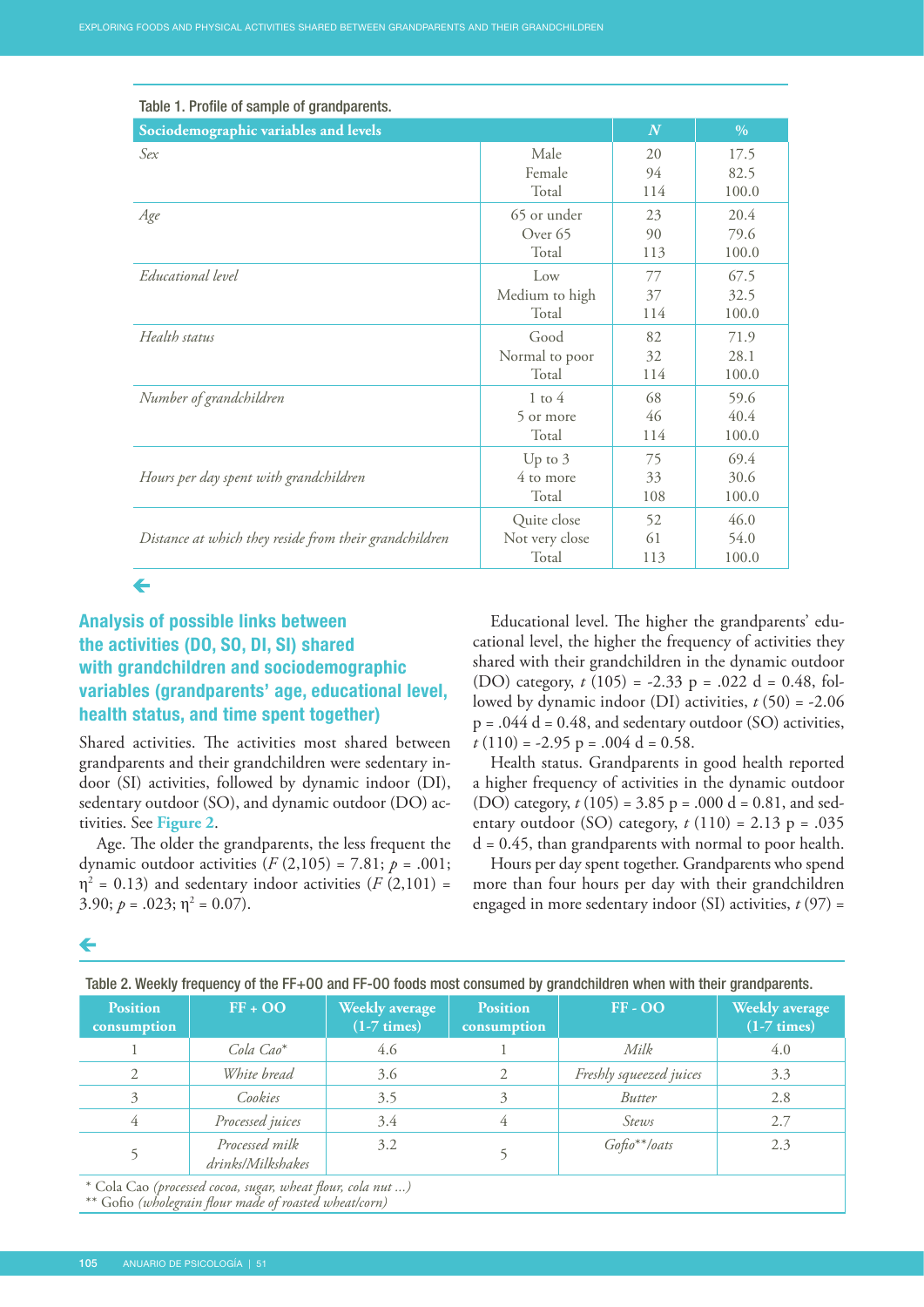Table 1. Profile of sample of grandparents.

| Sociodemographic variables and levels | | $N$ | % |
|---|---|---|---|
| *Sex* | Male | 20 | 17.5 |
| | Female | 94 | 82.5 |
| | Total | 114 | 100.0 |
| *Age* | 65 or under | 23 | 20.4 |
| | Over 65 | 90 | 79.6 |
| | Total | 113 | 100.0 |
| *Educational level* | Low | 77 | 67.5 |
| | Medium to high | 37 | 32.5 |
| | Total | 114 | 100.0 |
| *Health status* | Good | 82 | 71.9 |
| | Normal to poor | 32 | 28.1 |
| | Total | 114 | 100.0 |
| *Number of grandchildren* | 1 to 4 | 68 | 59.6 |
| | 5 or more | 46 | 40.4 |
| | Total | 114 | 100.0 |
| *Hours per day spent with grandchildren* | Up to 3 | 75 | 69.4 |
| | 4 to more | 33 | 30.6 |
| | Total | 108 | 100.0 |
| *Distance at which they reside from their grandchildren* | Quite close | 52 | 46.0 |
| | Not very close | 61 | 54.0 |
| | Total | 113 | 100.0 |

## Analysis of possible links between the activities (DO, SO, DI, SI) shared with grandchildren and sociodemographic variables (grandparents' age, educational level, health status, and time spent together)

Shared activities. The activities most shared between grandparents and their grandchildren were sedentary indoor (SI) activities, followed by dynamic indoor (DI), sedentary outdoor (SO), and dynamic outdoor (DO) activities. See Figure 2.

Age. The older the grandparents, the less frequent the dynamic outdoor activities ($F$ (2,105) = 7.81; $p$ = .001; $\eta^2$ = 0.13) and sedentary indoor activities ($F$ (2,101) = 3.90; $p$ = .023; $\eta^2$ = 0.07).

Educational level. The higher the grandparents' educational level, the higher the frequency of activities they shared with their grandchildren in the dynamic outdoor (DO) category, $t$ (105) = -2.33 p = .022 d = 0.48, followed by dynamic indoor (DI) activities, $t$ (50) = -2.06 p = .044 d = 0.48, and sedentary outdoor (SO) activities, $t$ (110) = -2.95 p = .004 d = 0.58.

Health status. Grandparents in good health reported a higher frequency of activities in the dynamic outdoor (DO) category, $t$ (105) = 3.85 p = .000 d = 0.81, and sedentary outdoor (SO) category, $t$ (110) = 2.13 p = .035 d = 0.45, than grandparents with normal to poor health.

Hours per day spent together. Grandparents who spend more than four hours per day with their grandchildren engaged in more sedentary indoor (SI) activities, $t$ (97) =

Table 2. Weekly frequency of the FF+OO and FF-OO foods most consumed by grandchildren when with their grandparents.

| Position consumption | FF + OO | Weekly average (1-7 times) | Position consumption | FF - OO | Weekly average (1-7 times) |
|---|---|---|---|---|---|
| 1 | *Cola Cao\** | 4.6 | 1 | *Milk* | 4.0 |
| 2 | *White bread* | 3.6 | 2 | *Freshly squeezed juices* | 3.3 |
| 3 | *Cookies* | 3.5 | 3 | *Butter* | 2.8 |
| 4 | *Processed juices* | 3.4 | 4 | *Stews* | 2.7 |
| 5 | *Processed milk drinks/Milkshakes* | 3.2 | 5 | *Gofio\*\*/oats* | 2.3 |

\* Cola Cao *(processed cocoa, sugar, wheat flour, cola nut ...)*
\*\* Gofio *(wholegrain flour made of roasted wheat/corn)*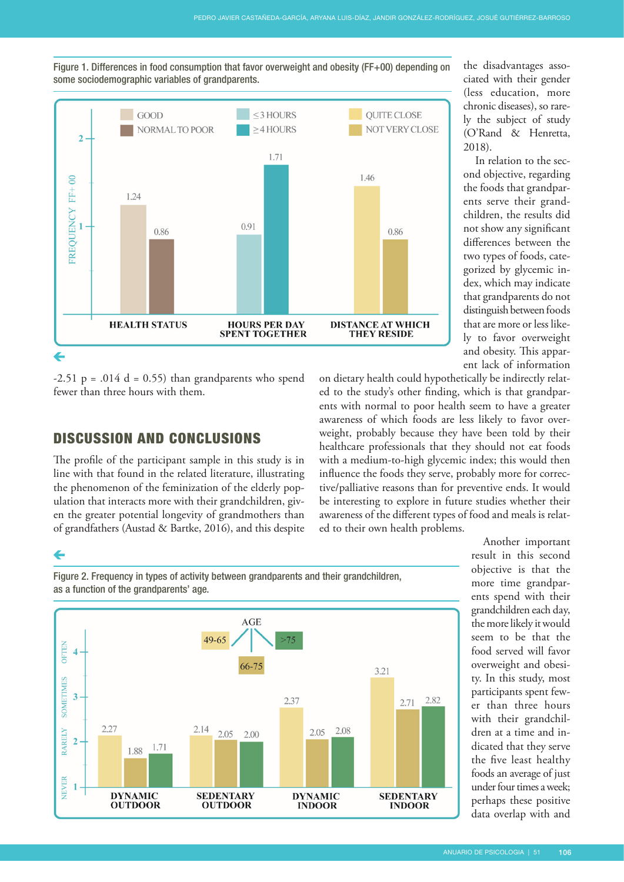Figure 1. Differences in food consumption that favor overweight and obesity (FF+00) depending on some sociodemographic variables of grandparents.

Figure 2. Frequency in types of activity between grandparents and their grandchildren, as a function of the grandparents' age.

-2.51 p = .014 d = 0.55) than grandparents who spend fewer than three hours with them.

## DISCUSSION AND CONCLUSIONS

The profile of the participant sample in this study is in line with that found in the related literature, illustrating the phenomenon of the feminization of the elderly population that interacts more with their grandchildren, given the greater potential longevity of grandmothers than of grandfathers (Austad & Bartke, 2016), and this despite the disadvantages associated with their gender (less education, more chronic diseases), so rarely the subject of study (O'Rand & Henretta, 2018).

In relation to the second objective, regarding the foods that grandparents serve their grandchildren, the results did not show any significant differences between the two types of foods, categorized by glycemic index, which may indicate that grandparents do not distinguish between foods that are more or less likely to favor overweight and obesity. This apparent lack of information on dietary health could hypothetically be indirectly related to the study's other finding, which is that grandparents with normal to poor health seem to have a greater awareness of which foods are less likely to favor overweight, probably because they have been told by their healthcare professionals that they should not eat foods with a medium-to-high glycemic index; this would then influence the foods they serve, probably more for corrective/palliative reasons than for preventive ends. It would be interesting to explore in future studies whether their awareness of the different types of food and meals is related to their own health problems.

Another important result in this second objective is that the more time grandparents spend with their grandchildren each day, the more likely it would seem to be that the food served will favor overweight and obesity. In this study, most participants spent fewer than three hours with their grandchildren at a time and indicated that they serve the five least healthy foods an average of just under four times a week; perhaps these positive data overlap with and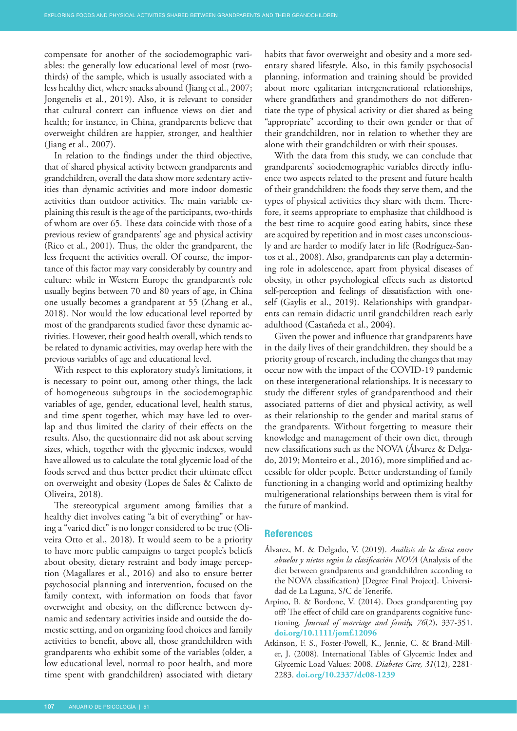compensate for another of the sociodemographic variables: the generally low educational level of most (two-thirds) of the sample, which is usually associated with a less healthy diet, where snacks abound (Jiang et al., 2007; Jongenelis et al., 2019). Also, it is relevant to consider that cultural context can influence views on diet and health; for instance, in China, grandparents believe that overweight children are happier, stronger, and healthier (Jiang et al., 2007).

In relation to the findings under the third objective, that of shared physical activity between grandparents and grandchildren, overall the data show more sedentary activities than dynamic activities and more indoor domestic activities than outdoor activities. The main variable explaining this result is the age of the participants, two-thirds of whom are over 65. These data coincide with those of a previous review of grandparents' age and physical activity (Rico et al., 2001). Thus, the older the grandparent, the less frequent the activities overall. Of course, the importance of this factor may vary considerably by country and culture: while in Western Europe the grandparent's role usually begins between 70 and 80 years of age, in China one usually becomes a grandparent at 55 (Zhang et al., 2018). Nor would the low educational level reported by most of the grandparents studied favor these dynamic activities. However, their good health overall, which tends to be related to dynamic activities, may overlap here with the previous variables of age and educational level.

With respect to this exploratory study's limitations, it is necessary to point out, among other things, the lack of homogeneous subgroups in the sociodemographic variables of age, gender, educational level, health status, and time spent together, which may have led to overlap and thus limited the clarity of their effects on the results. Also, the questionnaire did not ask about serving sizes, which, together with the glycemic indexes, would have allowed us to calculate the total glycemic load of the foods served and thus better predict their ultimate effect on overweight and obesity (Lopes de Sales & Calixto de Oliveira, 2018).

The stereotypical argument among families that a healthy diet involves eating "a bit of everything" or having a "varied diet" is no longer considered to be true (Oliveira Otto et al., 2018). It would seem to be a priority to have more public campaigns to target people's beliefs about obesity, dietary restraint and body image perception (Magallares et al., 2016) and also to ensure better psychosocial planning and intervention, focused on the family context, with information on foods that favor overweight and obesity, on the difference between dynamic and sedentary activities inside and outside the domestic setting, and on organizing food choices and family activities to benefit, above all, those grandchildren with grandparents who exhibit some of the variables (older, a low educational level, normal to poor health, and more time spent with grandchildren) associated with dietary habits that favor overweight and obesity and a more sedentary shared lifestyle. Also, in this family psychosocial planning, information and training should be provided about more egalitarian intergenerational relationships, where grandfathers and grandmothers do not differentiate the type of physical activity or diet shared as being "appropriate" according to their own gender or that of their grandchildren, nor in relation to whether they are alone with their grandchildren or with their spouses.

With the data from this study, we can conclude that grandparents' sociodemographic variables directly influence two aspects related to the present and future health of their grandchildren: the foods they serve them, and the types of physical activities they share with them. Therefore, it seems appropriate to emphasize that childhood is the best time to acquire good eating habits, since these are acquired by repetition and in most cases unconsciously and are harder to modify later in life (Rodríguez-Santos et al., 2008). Also, grandparents can play a determining role in adolescence, apart from physical diseases of obesity, in other psychological effects such as distorted self-perception and feelings of dissatisfaction with oneself (Gaylis et al., 2019). Relationships with grandparents can remain didactic until grandchildren reach early adulthood (Castañeda et al., 2004).

Given the power and influence that grandparents have in the daily lives of their grandchildren, they should be a priority group of research, including the changes that may occur now with the impact of the COVID-19 pandemic on these intergenerational relationships. It is necessary to study the different styles of grandparenthood and their associated patterns of diet and physical activity, as well as their relationship to the gender and marital status of the grandparents. Without forgetting to measure their knowledge and management of their own diet, through new classifications such as the NOVA (Álvarez & Delgado, 2019; Monteiro et al., 2016), more simplified and accessible for older people. Better understanding of family functioning in a changing world and optimizing healthy multigenerational relationships between them is vital for the future of mankind.

## References

Álvarez, M. & Delgado, V. (2019). *Análisis de la dieta entre abuelos y nietos según la clasificación NOVA* (Analysis of the diet between grandparents and grandchildren according to the NOVA classification) [Degree Final Project]. Universidad de La Laguna, S/C de Tenerife.

Arpino, B. & Bordone, V. (2014). Does grandparenting pay off? The effect of child care on grandparents cognitive functioning. *Journal of marriage and family, 76*(2), 337-351. **doi.org/10.1111/jomf.12096**

Atkinson, F. S., Foster-Powell, K., Jennie, C. & Brand-Miller, J. (2008). International Tables of Glycemic Index and Glycemic Load Values: 2008. *Diabetes Care, 31*(12), 2281-2283. **doi.org/10.2337/dc08-1239**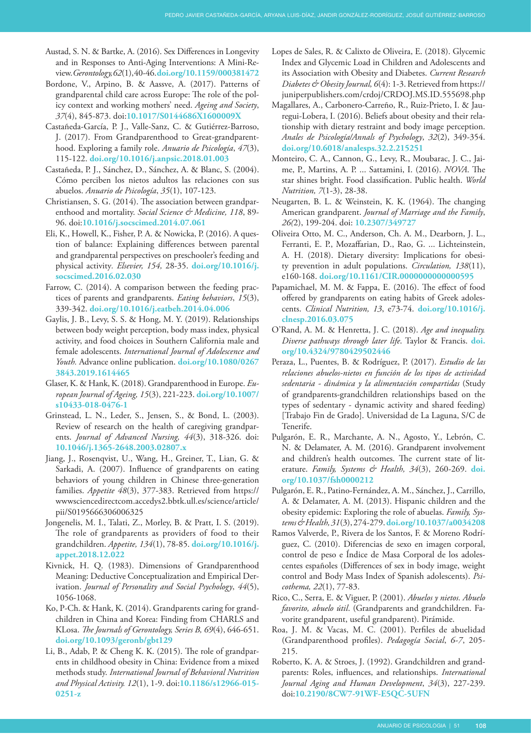Austad, S. N. & Bartke, A. (2016). Sex Differences in Longevity and in Responses to Anti-Aging Interventions: A Mini-Review. *Gerontology, 62*(1), 40-46. **doi.org/10.1159/000381472**

Bordone, V., Arpino, B. & Aassve, A. (2017). Patterns of grandparental child care across Europe: The role of the policy context and working mothers' need. *Ageing and Society*, *37*(4), 845-873. doi:**10.1017/S0144686X1600009X**

Castañeda-García, P. J., Valle-Sanz, C. & Gutiérrez-Barroso, J. (2017). From Grandparenthood to Great-grandparenthood. Exploring a family role. *Anuario de Psicología*, *47*(3), 115-122. **doi.org/10.1016/j.anpsic.2018.01.003**

Castañeda, P. J., Sánchez, D., Sánchez, A. & Blanc, S. (2004). Cómo perciben los nietos adultos las relaciones con sus abuelos. *Anuario de Psicología*, *35*(1), 107-123.

Christiansen, S. G. (2014). The association between grandparenthood and mortality. *Social Science & Medicine, 118*, 89-96. doi:**10.1016/j.socscimed.2014.07.061**

Eli, K., Howell, K., Fisher, P. A. & Nowicka, P. (2016). A question of balance: Explaining differences between parental and grandparental perspectives on preschooler's feeding and physical activity. *Elsevier, 154,* 28-35. **doi.org/10.1016/j.socscimed.2016.02.030**

Farrow, C. (2014). A comparison between the feeding practices of parents and grandparents. *Eating behaviors*, *15*(3), 339-342. **doi.org/10.1016/j.eatbeh.2014.04.006**

Gaylis, J. B., Levy, S. S. & Hong, M. Y. (2019). Relationships between body weight perception, body mass index, physical activity, and food choices in Southern California male and female adolescents. *International Journal of Adolescence and Youth*. Advance online publication. **doi.org/10.1080/02673843.2019.1614465**

Glaser, K. & Hank, K. (2018). Grandparenthood in Europe. *European Journal of Ageing, 15*(3), 221-223. **doi.org/10.1007/s10433-018-0476-1**

Grinstead, L. N., Leder, S., Jensen, S., & Bond, L. (2003). Review of research on the health of caregiving grandparents. *Journal of Advanced Nursing, 44*(3), 318-326. doi: **10.1046/j.1365-2648.2003.02807.x**

Jiang, J., Rosenqvist, U., Wang, H., Greiner, T., Lian, G. & Sarkadi, A. (2007). Influence of grandparents on eating behaviors of young children in Chinese three-generation families. *Appetite 48*(3), 377-383. Retrieved from https://wwwsciencedirectcom.accedys2.bbtk.ull.es/science/article/pii/S0195666306006325

Jongenelis, M. I., Talati, Z., Morley, B. & Pratt, I. S. (2019). The role of grandparents as providers of food to their grandchildren. *Appetite, 134*(1), 78-85. **doi.org/10.1016/j.appet.2018.12.022**

Kivnick, H. Q. (1983). Dimensions of Grandparenthood Meaning: Deductive Conceptualization and Empirical Derivation. *Journal of Personality and Social Psychology*, *44*(5), 1056-1068.

Ko, P-Ch. & Hank, K. (2014). Grandparents caring for grandchildren in China and Korea: Finding from CHARLS and KLosa. *The Journals of Gerontology, Series B, 69*(4), 646-651. **doi.org/10.1093/geronb/gbt129**

Li, B., Adab, P. & Cheng K. K. (2015). The role of grandparents in childhood obesity in China: Evidence from a mixed methods study. *International Journal of Behavioral Nutrition and Physical Activity. 12*(1), 1-9. doi:**10.1186/s12966-015-0251-z**

Lopes de Sales, R. & Calixto de Oliveira, E. (2018). Glycemic Index and Glycemic Load in Children and Adolescents and its Association with Obesity and Diabetes. *Current Research Diabetes & Obesity Journal, 6*(4): 1-3. Retrieved from https://juniperpublishers.com/crdoj/CRDOJ.MS.ID.555698.php

Magallares, A., Carbonero-Carreño, R., Ruiz-Prieto, I. & Jauregui-Lobera, I. (2016). Beliefs about obesity and their relationship with dietary restraint and body image perception. *Anales de Psicología/Annals of Psychology*, *32*(2), 349-354. **doi.org/10.6018/analesps.32.2.215251**

Monteiro, C. A., Cannon, G., Levy, R., Moubarac, J. C., Jaime, P., Martins, A. P. ... Sattamini, I. (2016). *NOVA*. The star shines bright. Food classification. Public health. *World Nutrition, 7*(1-3), 28-38.

Neugarten, B. L. & Weinstein, K. K. (1964). The changing American grandparent. *Journal of Marriage and the Family*, *26(*2), 199-204. doi: **10.2307/349727**

Oliveira Otto, M. C., Anderson, Ch. A. M., Dearborn, J. L., Ferranti, E. P., Mozaffarian, D., Rao, G. ... Lichteinstein, A. H. (2018). Dietary diversity: Implications for obesity prevention in adult populations. *Circulation, 138*(11), e160-168. **doi.org/10.1161/CIR.0000000000000595**

Papamichael, M. M. & Fappa, E. (2016). The effect of food offered by grandparents on eating habits of Greek adolescents. *Clinical Nutrition, 13*, e73-74. **doi.org/10.1016/j.clnesp.2016.03.075**

O'Rand, A. M. & Henretta, J. C. (2018). *Age and inequality. Diverse pathways through later life*. Taylor & Francis. **doi.org/10.4324/9780429502446**

Peraza, L., Puentes, B. & Rodríguez, P. (2017). *Estudio de las relaciones abuelos-nietos en función de los tipos de actividad sedentaria - dinámica y la alimentación compartidas* (Study of grandparents-grandchildren relationships based on the types of sedentary - dynamic activity and shared feeding) [Trabajo Fin de Grado]. Universidad de La Laguna, S/C de Tenerife.

Pulgarón, E. R., Marchante, A. N., Agosto, Y., Lebrón, C. N. & Delamater, A. M. (2016). Grandparent involvement and children's health outcomes. The current state of literature. *Family, Systems & Health, 34*(3), 260-269. **doi.org/10.1037/fsh0000212**

Pulgarón, E. R., Patino-Fernández, A. M., Sánchez, J., Carrillo, A. & Delamater, A. M. (2013). Hispanic children and the obesity epidemic: Exploring the role of abuelas. *Family, Systems & Health, 31*(3), 274-279. **doi.org/10.1037/a0034208**

Ramos Valverde, P., Rivera de los Santos, F. & Moreno Rodríguez, C. (2010). Diferencias de sexo en imagen corporal, control de peso e Índice de Masa Corporal de los adolescentes españoles (Differences of sex in body image, weight control and Body Mass Index of Spanish adolescents). *Psicothema, 22*(1), 77-83.

Rico, C., Serra, E. & Viguer, P. (2001). *Abuelos y nietos. Abuelo favorito, abuelo útil*. (Grandparents and grandchildren. Favorite grandparent, useful grandparent). Pirámide.

Roa, J. M. & Vacas, M. C. (2001). Perfiles de abuelidad (Grandparenthood profiles). *Pedagogía Social*, *6-7*, 205-215.

Roberto, K. A. & Stroes, J. (1992). Grandchildren and grandparents: Roles, influences, and relationships. *International Journal Aging and Human Development*, *34*(3), 227-239. doi:**10.2190/8CW7-91WF-E5QC-5UFN**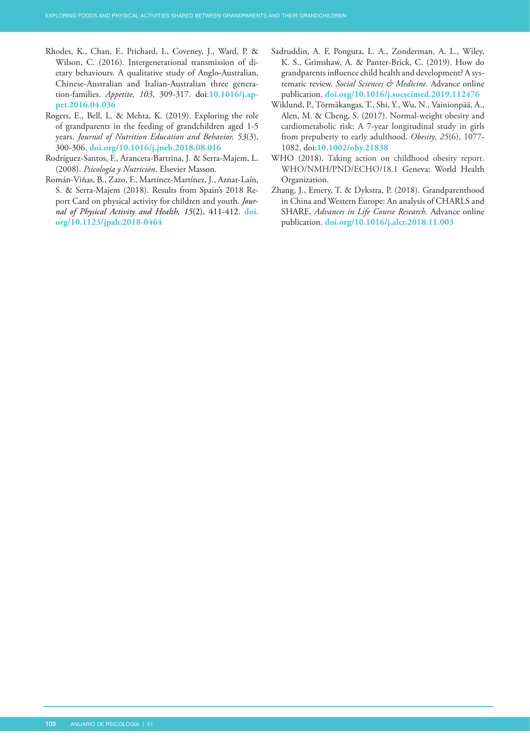Rhodes, K., Chan, F., Prichard, I., Coveney, J., Ward, P. & Wilson, C. (2016). Intergenerational transmission of dietary behaviours. A qualitative study of Anglo-Australian, Chinese-Australian and Italian-Australian three generation-families. *Appetite, 103*, 309-317. doi:**10.1016/j.appet.2016.04.036**

Rogers, E., Bell, L. & Mehta, K. (2019). Exploring the role of grandparents in the feeding of grandchildren aged 1-5 years. *Journal of Nutrition Education and Behavior, 53*(3), 300-306. **doi.org/10.1016/j.jneb.2018.08.016**

Rodríguez-Santos, F., Aranceta-Bartrina, J. & Serra-Majem, L. (2008). *Psicología y Nutrición*. Elsevier Masson.

Román-Viñas, B., Zazo, F., Martínez-Martínez, J., Aznar-Laín, S. & Serra-Majem (2018). Results from Spain's 2018 Report Card on physical activity for children and youth. *Journal of Physical Activity and Health, 15*(2), 411-412. **doi.org/10.1123/jpah.2018-0464**

Sadruddin, A. F, Ponguta, L. A., Zonderman, A. L., Wiley, K. S., Grimshaw, A. & Panter-Brick, C. (2019). How do grandparents influence child health and development? A systematic review. *Social Sciences & Medicine.* Advance online publication. **doi.org/10.1016/j.socscimed.2019.112476**

Wiklund, P., Törmäkangas, T., Shi, Y., Wu, N., Vainionpää, A., Alen, M. & Cheng, S. (2017). Normal-weight obesity and cardiometabolic risk: A 7-year longitudinal study in girls from prepuberty to early adulthood. *Obesity*, *25*(6), 1077-1082. doi:**10.1002/oby.21838**

WHO (2018). Taking action on childhood obesity report. WHO/NMH/PND/ECHO/18.1 Geneva: World Health Organization.

Zhang, J., Emery, T. & Dykstra, P. (2018). Grandparenthood in China and Western Europe: An analysis of CHARLS and SHARE. *Advances in Life Course Research.* Advance online publication. **doi.org/10.1016/j.alcr.2018.11.003**